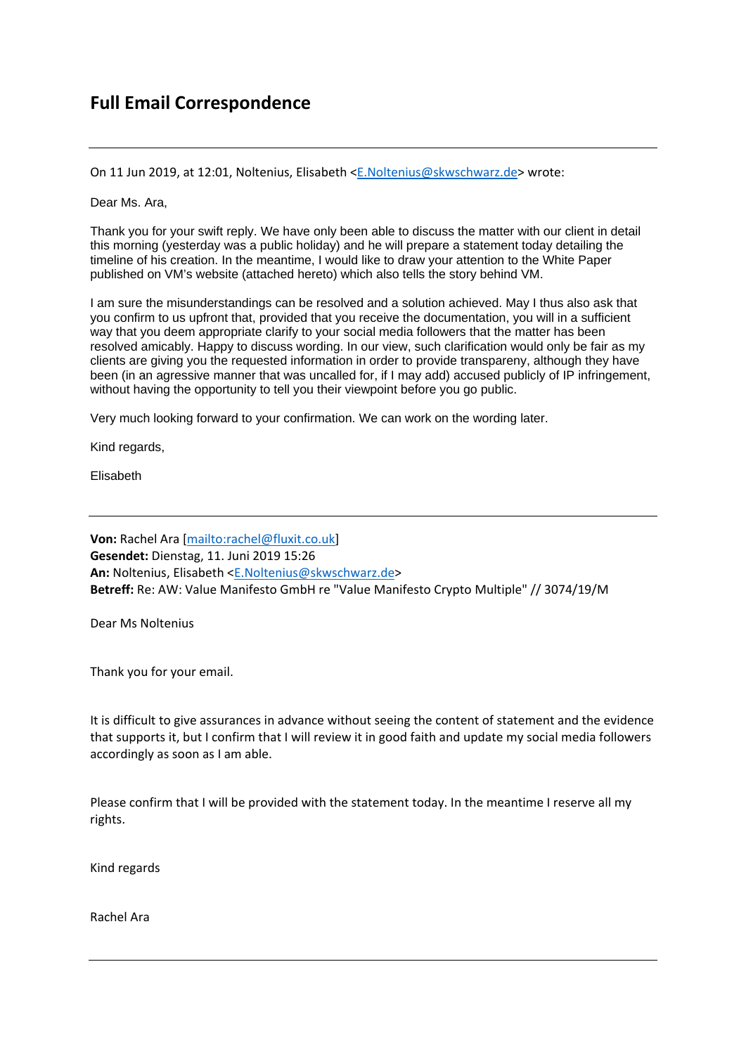# Full Email Correspondence

---

On 11 Jun 2019, at 12:01, Noltenius, Elisabeth <E.Noltenius@skwschwarz.de> wrote:

Dear Ms. Ara,

Thank you for your swift reply. We have only been able to discuss the matter with our client in detail this morning (yesterday was a public holiday) and he will prepare a statement today detailing the timeline of his creation. In the meantime, I would like to draw your attention to the White Paper published on VM's website (attached hereto) which also tells the story behind VM.

I am sure the misunderstandings can be resolved and a solution achieved. May I thus also ask that you confirm to us upfront that, provided that you receive the documentation, you will in a sufficient way that you deem appropriate clarify to your social media followers that the matter has been resolved amicably. Happy to discuss wording. In our view, such clarification would only be fair as my clients are giving you the requested information in order to provide transpareny, although they have been (in an agressive manner that was uncalled for, if I may add) accused publicly of IP infringement, without having the opportunity to tell you their viewpoint before you go public.

Very much looking forward to your confirmation. We can work on the wording later.

Kind regards,

Elisabeth

---

**Von:** Rachel Ara [mailto:rachel@fluxit.co.uk]
**Gesendet:** Dienstag, 11. Juni 2019 15:26
**An:** Noltenius, Elisabeth <E.Noltenius@skwschwarz.de>
**Betreff:** Re: AW: Value Manifesto GmbH re "Value Manifesto Crypto Multiple" // 3074/19/M

Dear Ms Noltenius

Thank you for your email.

It is difficult to give assurances in advance without seeing the content of statement and the evidence that supports it, but I confirm that I will review it in good faith and update my social media followers accordingly as soon as I am able.

Please confirm that I will be provided with the statement today. In the meantime I reserve all my rights.

Kind regards

Rachel Ara

---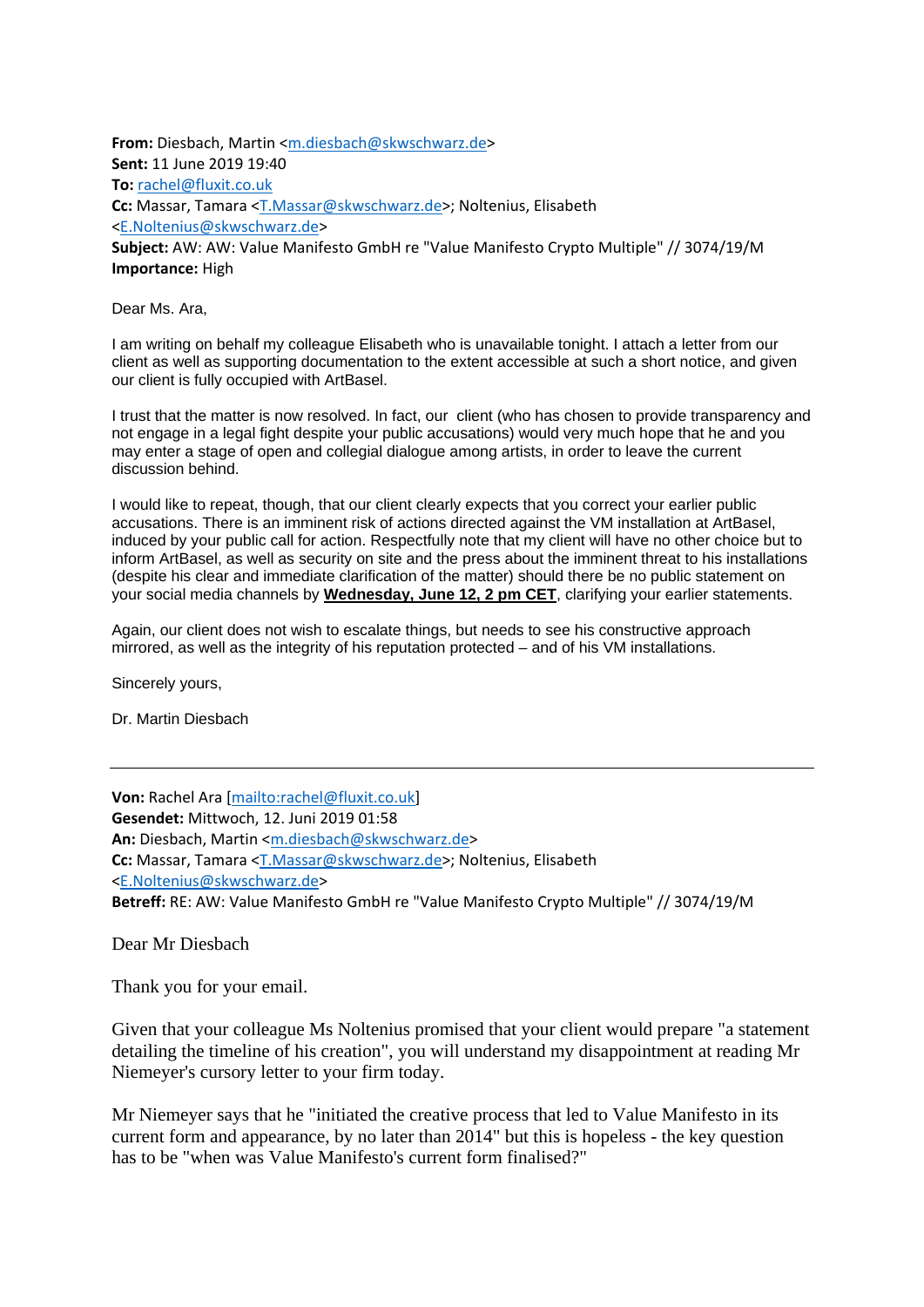**From:** Diesbach, Martin <m.diesbach@skwschwarz.de>
**Sent:** 11 June 2019 19:40
**To:** rachel@fluxit.co.uk
**Cc:** Massar, Tamara <T.Massar@skwschwarz.de>; Noltenius, Elisabeth <E.Noltenius@skwschwarz.de>
**Subject:** AW: AW: Value Manifesto GmbH re "Value Manifesto Crypto Multiple" // 3074/19/M
**Importance:** High

Dear Ms. Ara,

I am writing on behalf my colleague Elisabeth who is unavailable tonight. I attach a letter from our client as well as supporting documentation to the extent accessible at such a short notice, and given our client is fully occupied with ArtBasel.

I trust that the matter is now resolved. In fact, our client (who has chosen to provide transparency and not engage in a legal fight despite your public accusations) would very much hope that he and you may enter a stage of open and collegial dialogue among artists, in order to leave the current discussion behind.

I would like to repeat, though, that our client clearly expects that you correct your earlier public accusations. There is an imminent risk of actions directed against the VM installation at ArtBasel, induced by your public call for action. Respectfully note that my client will have no other choice but to inform ArtBasel, as well as security on site and the press about the imminent threat to his installations (despite his clear and immediate clarification of the matter) should there be no public statement on your social media channels by **Wednesday, June 12, 2 pm CET**, clarifying your earlier statements.

Again, our client does not wish to escalate things, but needs to see his constructive approach mirrored, as well as the integrity of his reputation protected – and of his VM installations.

Sincerely yours,

Dr. Martin Diesbach

---

**Von:** Rachel Ara [mailto:rachel@fluxit.co.uk]
**Gesendet:** Mittwoch, 12. Juni 2019 01:58
**An:** Diesbach, Martin <m.diesbach@skwschwarz.de>
**Cc:** Massar, Tamara <T.Massar@skwschwarz.de>; Noltenius, Elisabeth <E.Noltenius@skwschwarz.de>
**Betreff:** RE: AW: Value Manifesto GmbH re "Value Manifesto Crypto Multiple" // 3074/19/M

Dear Mr Diesbach

Thank you for your email.

Given that your colleague Ms Noltenius promised that your client would prepare "a statement detailing the timeline of his creation", you will understand my disappointment at reading Mr Niemeyer's cursory letter to your firm today.

Mr Niemeyer says that he "initiated the creative process that led to Value Manifesto in its current form and appearance, by no later than 2014" but this is hopeless - the key question has to be "when was Value Manifesto's current form finalised?"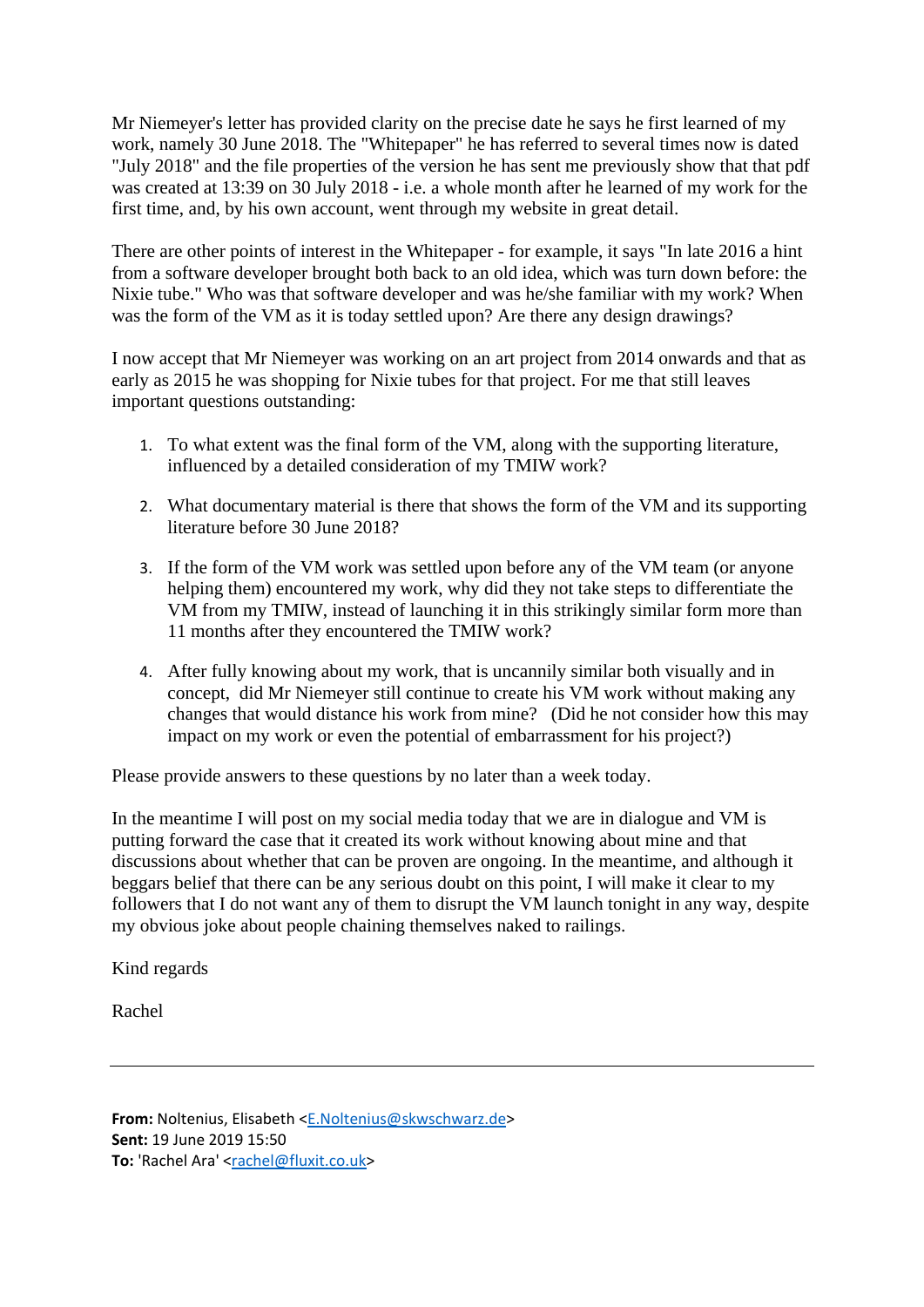Mr Niemeyer's letter has provided clarity on the precise date he says he first learned of my work, namely 30 June 2018. The "Whitepaper" he has referred to several times now is dated "July 2018" and the file properties of the version he has sent me previously show that that pdf was created at 13:39 on 30 July 2018 - i.e. a whole month after he learned of my work for the first time, and, by his own account, went through my website in great detail.

There are other points of interest in the Whitepaper - for example, it says "In late 2016 a hint from a software developer brought both back to an old idea, which was turn down before: the Nixie tube." Who was that software developer and was he/she familiar with my work? When was the form of the VM as it is today settled upon? Are there any design drawings?

I now accept that Mr Niemeyer was working on an art project from 2014 onwards and that as early as 2015 he was shopping for Nixie tubes for that project. For me that still leaves important questions outstanding:

1. To what extent was the final form of the VM, along with the supporting literature, influenced by a detailed consideration of my TMIW work?
2. What documentary material is there that shows the form of the VM and its supporting literature before 30 June 2018?
3. If the form of the VM work was settled upon before any of the VM team (or anyone helping them) encountered my work, why did they not take steps to differentiate the VM from my TMIW, instead of launching it in this strikingly similar form more than 11 months after they encountered the TMIW work?
4. After fully knowing about my work, that is uncannily similar both visually and in concept, did Mr Niemeyer still continue to create his VM work without making any changes that would distance his work from mine? (Did he not consider how this may impact on my work or even the potential of embarrassment for his project?)

Please provide answers to these questions by no later than a week today.

In the meantime I will post on my social media today that we are in dialogue and VM is putting forward the case that it created its work without knowing about mine and that discussions about whether that can be proven are ongoing. In the meantime, and although it beggars belief that there can be any serious doubt on this point, I will make it clear to my followers that I do not want any of them to disrupt the VM launch tonight in any way, despite my obvious joke about people chaining themselves naked to railings.

Kind regards

Rachel

---

**From:** Noltenius, Elisabeth <E.Noltenius@skwschwarz.de>
**Sent:** 19 June 2019 15:50
**To:** 'Rachel Ara' <rachel@fluxit.co.uk>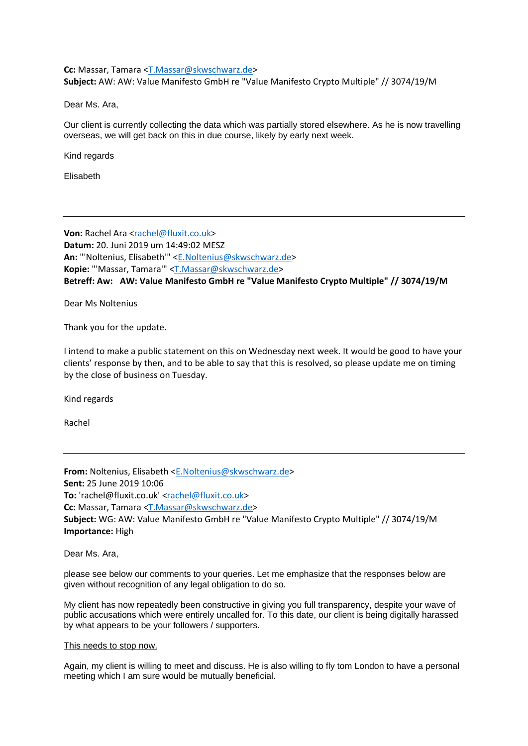**Cc:** Massar, Tamara <T.Massar@skwschwarz.de>
**Subject:** AW: AW: Value Manifesto GmbH re "Value Manifesto Crypto Multiple" // 3074/19/M

Dear Ms. Ara,

Our client is currently collecting the data which was partially stored elsewhere. As he is now travelling overseas, we will get back on this in due course, likely by early next week.

Kind regards

Elisabeth

---

**Von:** Rachel Ara <rachel@fluxit.co.uk>
**Datum:** 20. Juni 2019 um 14:49:02 MESZ
**An:** "'Noltenius, Elisabeth'" <E.Noltenius@skwschwarz.de>
**Kopie:** "'Massar, Tamara'" <T.Massar@skwschwarz.de>
**Betreff: Aw: AW: Value Manifesto GmbH re "Value Manifesto Crypto Multiple" // 3074/19/M**

Dear Ms Noltenius

Thank you for the update.

I intend to make a public statement on this on Wednesday next week. It would be good to have your clients' response by then, and to be able to say that this is resolved, so please update me on timing by the close of business on Tuesday.

Kind regards

Rachel

---

**From:** Noltenius, Elisabeth <E.Noltenius@skwschwarz.de>
**Sent:** 25 June 2019 10:06
**To:** 'rachel@fluxit.co.uk' <rachel@fluxit.co.uk>
**Cc:** Massar, Tamara <T.Massar@skwschwarz.de>
**Subject:** WG: AW: Value Manifesto GmbH re "Value Manifesto Crypto Multiple" // 3074/19/M
**Importance:** High

Dear Ms. Ara,

please see below our comments to your queries. Let me emphasize that the responses below are given without recognition of any legal obligation to do so.

My client has now repeatedly been constructive in giving you full transparency, despite your wave of public accusations which were entirely uncalled for. To this date, our client is being digitally harassed by what appears to be your followers / supporters.

This needs to stop now.

Again, my client is willing to meet and discuss. He is also willing to fly tom London to have a personal meeting which I am sure would be mutually beneficial.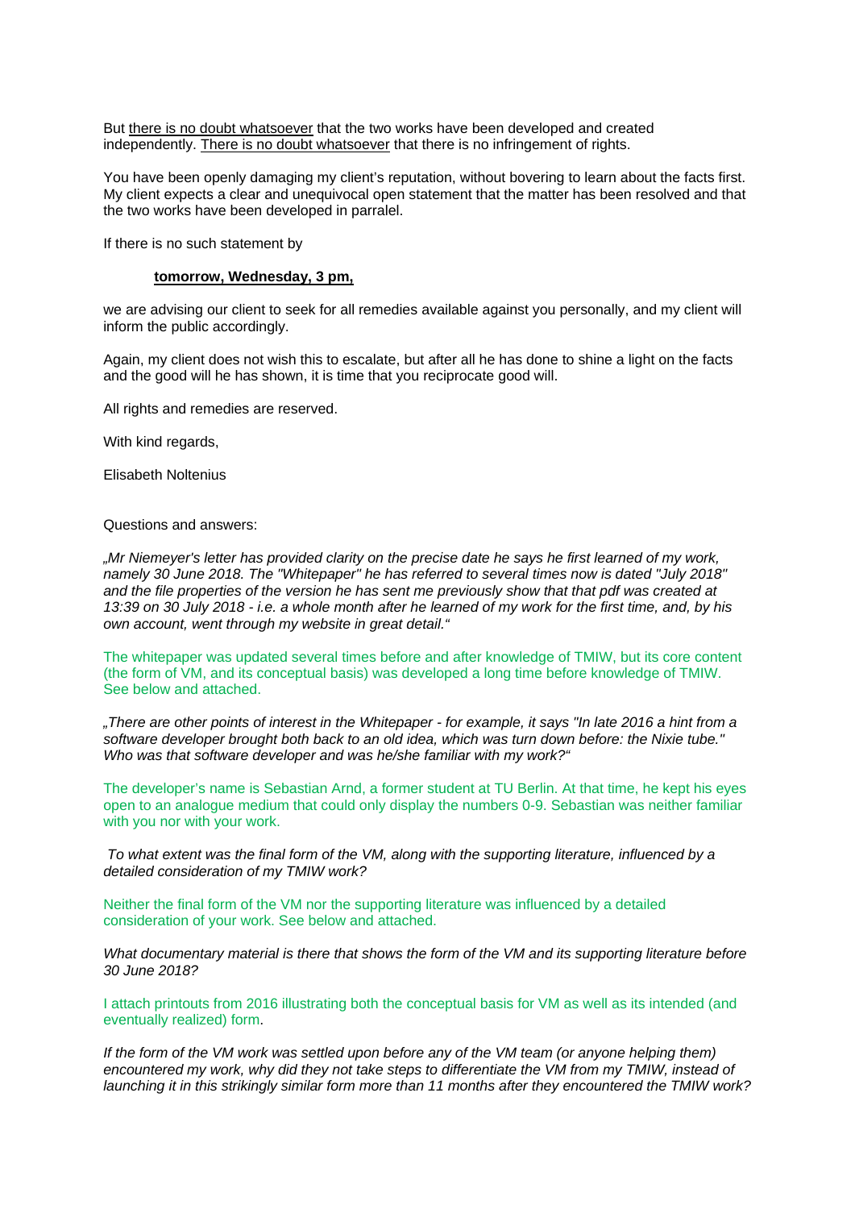But <u>there is no doubt whatsoever</u> that the two works have been developed and created independently. <u>There is no doubt whatsoever</u> that there is no infringement of rights.

You have been openly damaging my client's reputation, without bovering to learn about the facts first. My client expects a clear and unequivocal open statement that the matter has been resolved and that the two works have been developed in parralel.

If there is no such statement by

**<u>tomorrow, Wednesday, 3 pm,</u>**

we are advising our client to seek for all remedies available against you personally, and my client will inform the public accordingly.

Again, my client does not wish this to escalate, but after all he has done to shine a light on the facts and the good will he has shown, it is time that you reciprocate good will.

All rights and remedies are reserved.

With kind regards,

Elisabeth Noltenius

Questions and answers:

*„Mr Niemeyer's letter has provided clarity on the precise date he says he first learned of my work, namely 30 June 2018. The "Whitepaper" he has referred to several times now is dated "July 2018" and the file properties of the version he has sent me previously show that that pdf was created at 13:39 on 30 July 2018 - i.e. a whole month after he learned of my work for the first time, and, by his own account, went through my website in great detail."*

The whitepaper was updated several times before and after knowledge of TMIW, but its core content (the form of VM, and its conceptual basis) was developed a long time before knowledge of TMIW. See below and attached.

*„There are other points of interest in the Whitepaper - for example, it says "In late 2016 a hint from a software developer brought both back to an old idea, which was turn down before: the Nixie tube." Who was that software developer and was he/she familiar with my work?"*

The developer's name is Sebastian Arnd, a former student at TU Berlin. At that time, he kept his eyes open to an analogue medium that could only display the numbers 0-9. Sebastian was neither familiar with you nor with your work.

*To what extent was the final form of the VM, along with the supporting literature, influenced by a detailed consideration of my TMIW work?*

Neither the final form of the VM nor the supporting literature was influenced by a detailed consideration of your work. See below and attached.

*What documentary material is there that shows the form of the VM and its supporting literature before 30 June 2018?*

I attach printouts from 2016 illustrating both the conceptual basis for VM as well as its intended (and eventually realized) form.

*If the form of the VM work was settled upon before any of the VM team (or anyone helping them) encountered my work, why did they not take steps to differentiate the VM from my TMIW, instead of launching it in this strikingly similar form more than 11 months after they encountered the TMIW work?*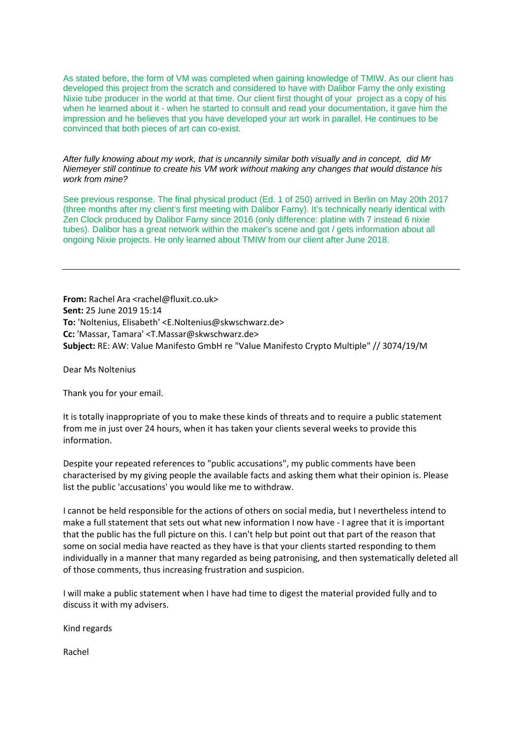As stated before, the form of VM was completed when gaining knowledge of TMIW. As our client has developed this project from the scratch and considered to have with Dalibor Farny the only existing Nixie tube producer in the world at that time. Our client first thought of your project as a copy of his when he learned about it - when he started to consult and read your documentation, it gave him the impression and he believes that you have developed your art work in parallel. He continues to be convinced that both pieces of art can co-exist.

*After fully knowing about my work, that is uncannily similar both visually and in concept, did Mr Niemeyer still continue to create his VM work without making any changes that would distance his work from mine?*

See previous response. The final physical product (Ed. 1 of 250) arrived in Berlin on May 20th 2017 (three months after my client's first meeting with Dalibor Farny). It's technically nearly identical with Zen Clock produced by Dalibor Farny since 2016 (only difference: platine with 7 instead 6 nixie tubes). Dalibor has a great network within the maker's scene and got / gets information about all ongoing Nixie projects. He only learned about TMIW from our client after June 2018.

---

**From:** Rachel Ara <rachel@fluxit.co.uk>
**Sent:** 25 June 2019 15:14
**To:** 'Noltenius, Elisabeth' <E.Noltenius@skwschwarz.de>
**Cc:** 'Massar, Tamara' <T.Massar@skwschwarz.de>
**Subject:** RE: AW: Value Manifesto GmbH re "Value Manifesto Crypto Multiple" // 3074/19/M

Dear Ms Noltenius

Thank you for your email.

It is totally inappropriate of you to make these kinds of threats and to require a public statement from me in just over 24 hours, when it has taken your clients several weeks to provide this information.

Despite your repeated references to "public accusations", my public comments have been characterised by my giving people the available facts and asking them what their opinion is. Please list the public 'accusations' you would like me to withdraw.

I cannot be held responsible for the actions of others on social media, but I nevertheless intend to make a full statement that sets out what new information I now have - I agree that it is important that the public has the full picture on this. I can't help but point out that part of the reason that some on social media have reacted as they have is that your clients started responding to them individually in a manner that many regarded as being patronising, and then systematically deleted all of those comments, thus increasing frustration and suspicion.

I will make a public statement when I have had time to digest the material provided fully and to discuss it with my advisers.

Kind regards

Rachel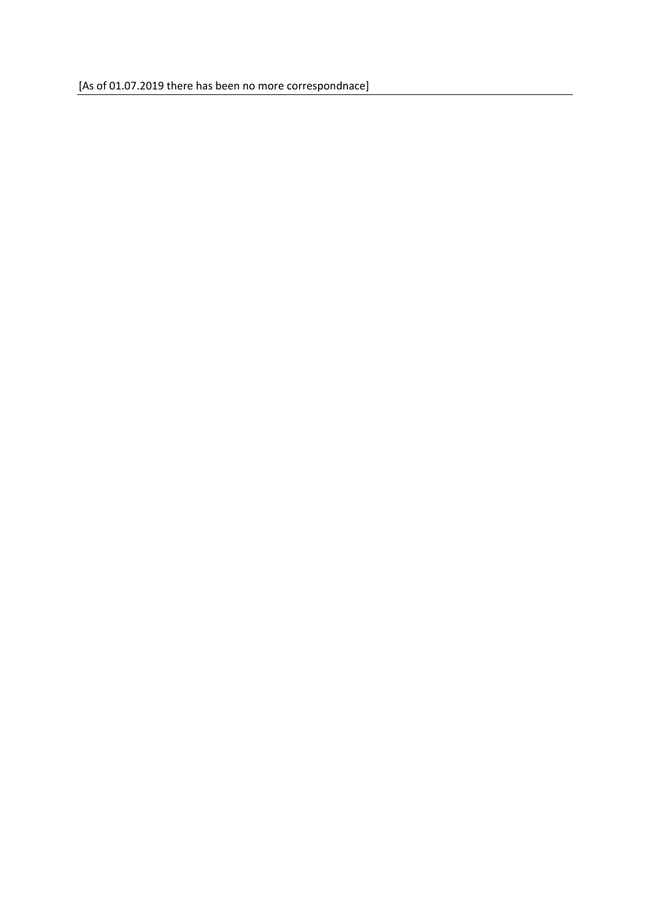[As of 01.07.2019 there has been no more correspondnace]

---